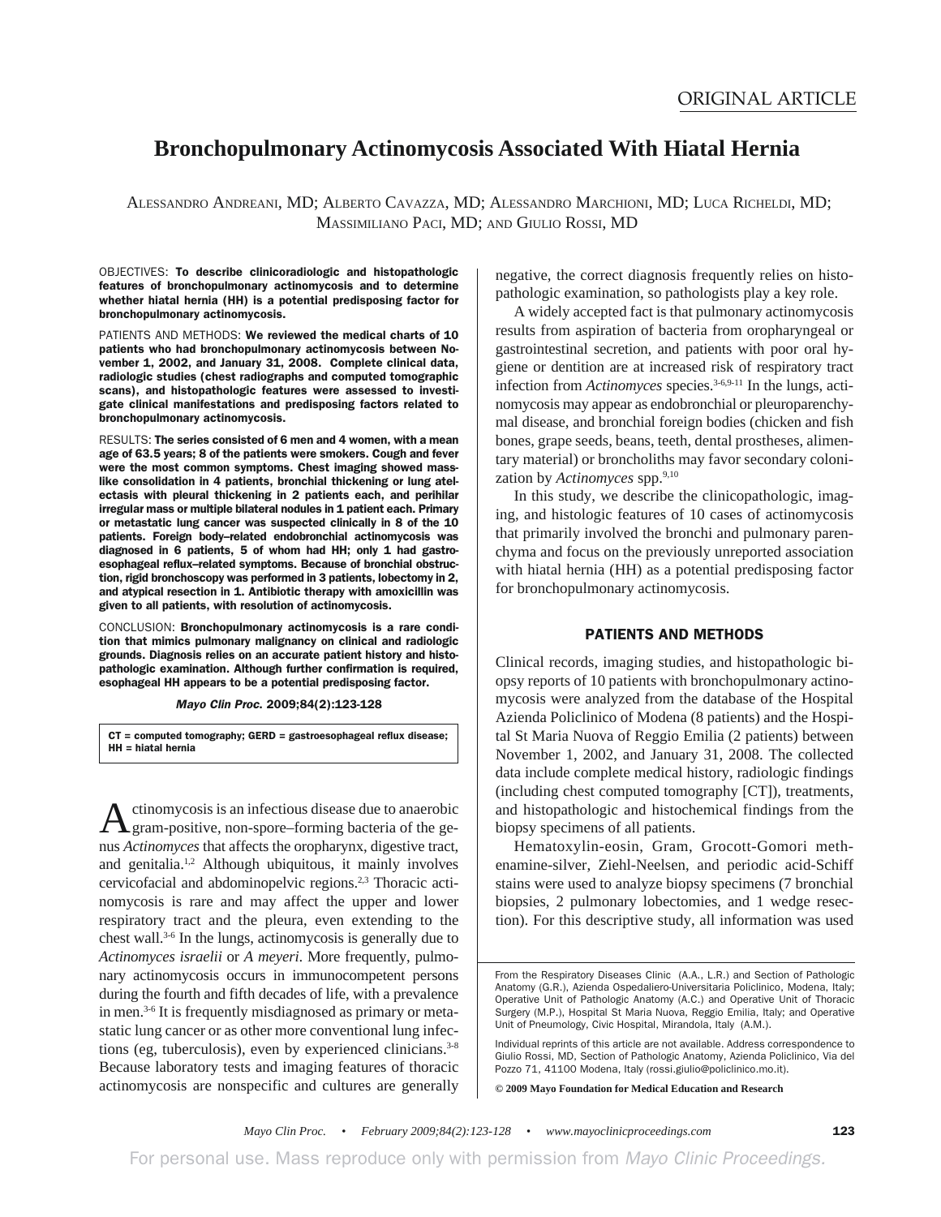ORIGINAL ARTICLE

# Bronchopulmonary Actinomycosis Associated With Hiatal Hernia

Alessandro Andreani, MD; Alberto Cavazza, MD; Alessandro Marchioni, MD; Luca Richeldi, MD; Massimiliano Paci, MD; and Giulio Rossi, MD

OBJECTIVES: **To describe clinicoradiologic and histopathologic features of bronchopulmonary actinomycosis and to determine whether hiatal hernia (HH) is a potential predisposing factor for bronchopulmonary actinomycosis.**

PATIENTS AND METHODS: **We reviewed the medical charts of 10 patients who had bronchopulmonary actinomycosis between November 1, 2002, and January 31, 2008. Complete clinical data, radiologic studies (chest radiographs and computed tomographic scans), and histopathologic features were assessed to investigate clinical manifestations and predisposing factors related to bronchopulmonary actinomycosis.**

RESULTS: **The series consisted of 6 men and 4 women, with a mean age of 63.5 years; 8 of the patients were smokers. Cough and fever were the most common symptoms. Chest imaging showed mass-like consolidation in 4 patients, bronchial thickening or lung atelectasis with pleural thickening in 2 patients each, and perihilar irregular mass or multiple bilateral nodules in 1 patient each. Primary or metastatic lung cancer was suspected clinically in 8 of the 10 patients. Foreign body–related endobronchial actinomycosis was diagnosed in 6 patients, 5 of whom had HH; only 1 had gastroesophageal reflux–related symptoms. Because of bronchial obstruction, rigid bronchoscopy was performed in 3 patients, lobectomy in 2, and atypical resection in 1. Antibiotic therapy with amoxicillin was given to all patients, with resolution of actinomycosis.**

CONCLUSION: **Bronchopulmonary actinomycosis is a rare condition that mimics pulmonary malignancy on clinical and radiologic grounds. Diagnosis relies on an accurate patient history and histopathologic examination. Although further confirmation is required, esophageal HH appears to be a potential predisposing factor.**

***Mayo Clin Proc.* 2009;84(2):123-128**

CT = computed tomography; GERD = gastroesophageal reflux disease; HH = hiatal hernia

Actinomycosis is an infectious disease due to anaerobic gram-positive, non-spore–forming bacteria of the genus *Actinomyces* that affects the oropharynx, digestive tract, and genitalia.[1,2] Although ubiquitous, it mainly involves cervicofacial and abdominopelvic regions.[2,3] Thoracic actinomycosis is rare and may affect the upper and lower respiratory tract and the pleura, even extending to the chest wall.[3-6] In the lungs, actinomycosis is generally due to *Actinomyces israelii* or *A meyeri*. More frequently, pulmonary actinomycosis occurs in immunocompetent persons during the fourth and fifth decades of life, with a prevalence in men.[3-6] It is frequently misdiagnosed as primary or metastatic lung cancer or as other more conventional lung infections (eg, tuberculosis), even by experienced clinicians.[3-8] Because laboratory tests and imaging features of thoracic actinomycosis are nonspecific and cultures are generally negative, the correct diagnosis frequently relies on histopathologic examination, so pathologists play a key role.

A widely accepted fact is that pulmonary actinomycosis results from aspiration of bacteria from oropharyngeal or gastrointestinal secretion, and patients with poor oral hygiene or dentition are at increased risk of respiratory tract infection from *Actinomyces* species.[3-6,9-11] In the lungs, actinomycosis may appear as endobronchial or pleuroparenchymal disease, and bronchial foreign bodies (chicken and fish bones, grape seeds, beans, teeth, dental prostheses, alimentary material) or broncholiths may favor secondary colonization by *Actinomyces* spp.[9,10]

In this study, we describe the clinicopathologic, imaging, and histologic features of 10 cases of actinomycosis that primarily involved the bronchi and pulmonary parenchyma and focus on the previously unreported association with hiatal hernia (HH) as a potential predisposing factor for bronchopulmonary actinomycosis.

## PATIENTS AND METHODS

Clinical records, imaging studies, and histopathologic biopsy reports of 10 patients with bronchopulmonary actinomycosis were analyzed from the database of the Hospital Azienda Policlinico of Modena (8 patients) and the Hospital St Maria Nuova of Reggio Emilia (2 patients) between November 1, 2002, and January 31, 2008. The collected data include complete medical history, radiologic findings (including chest computed tomography [CT]), treatments, and histopathologic and histochemical findings from the biopsy specimens of all patients.

Hematoxylin-eosin, Gram, Grocott-Gomori methenamine-silver, Ziehl-Neelsen, and periodic acid-Schiff stains were used to analyze biopsy specimens (7 bronchial biopsies, 2 pulmonary lobectomies, and 1 wedge resection). For this descriptive study, all information was used

From the Respiratory Diseases Clinic (A.A., L.R.) and Section of Pathologic Anatomy (G.R.), Azienda Ospedaliero-Universitaria Policlinico, Modena, Italy; Operative Unit of Pathologic Anatomy (A.C.) and Operative Unit of Thoracic Surgery (M.P.), Hospital St Maria Nuova, Reggio Emilia, Italy; and Operative Unit of Pneumology, Civic Hospital, Mirandola, Italy (A.M.).

Individual reprints of this article are not available. Address correspondence to Giulio Rossi, MD, Section of Pathologic Anatomy, Azienda Policlinico, Via del Pozzo 71, 41100 Modena, Italy (rossi.giulio@policlinico.mo.it).

**© 2009 Mayo Foundation for Medical Education and Research**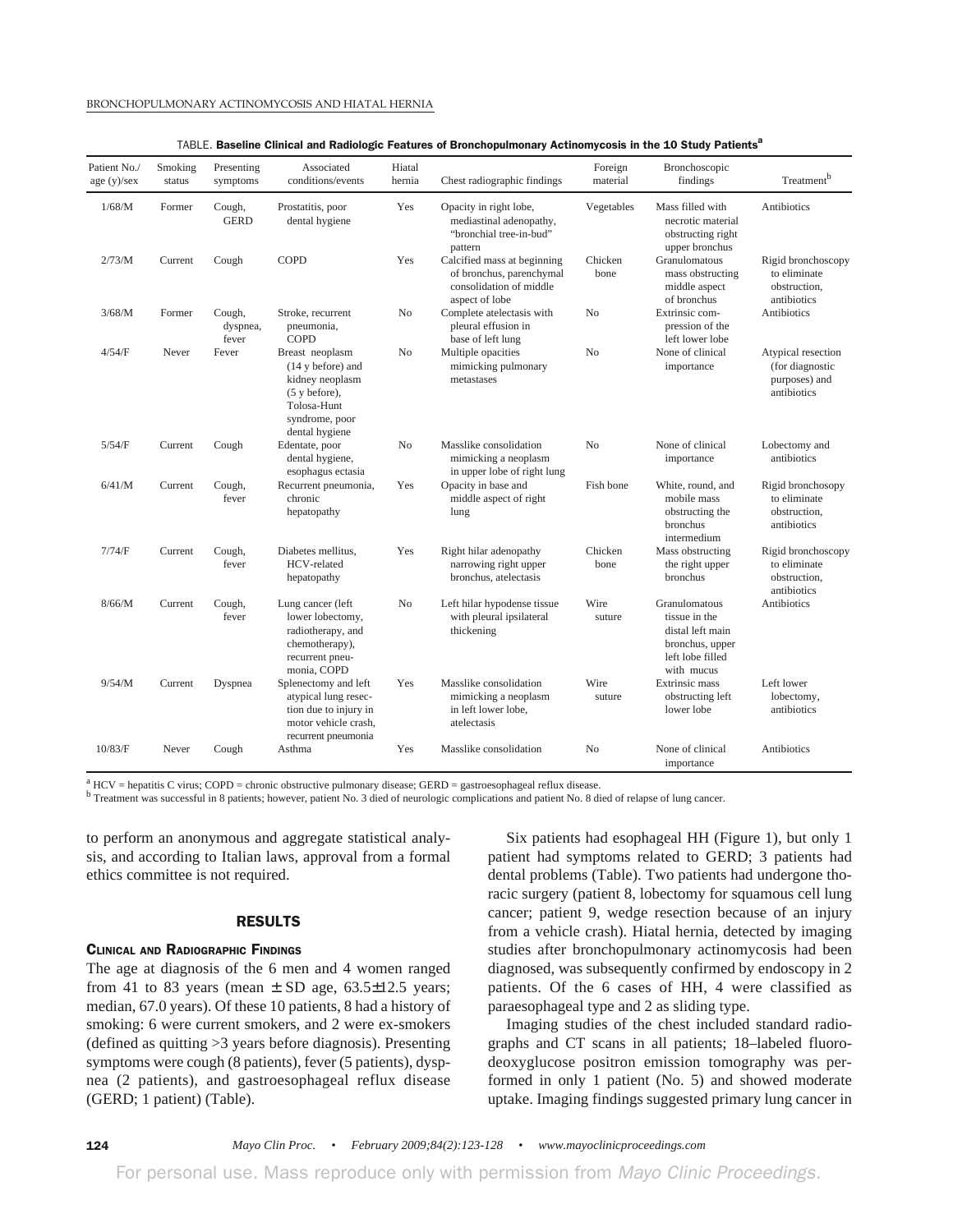TABLE. **Baseline Clinical and Radiologic Features of Bronchopulmonary Actinomycosis in the 10 Study Patients**[a]

| Patient No./ age (y)/sex | Smoking status | Presenting symptoms | Associated conditions/events | Hiatal hernia | Chest radiographic findings | Foreign material | Bronchoscopic findings | Treatment[b] |
|---|---|---|---|---|---|---|---|---|
| 1/68/M | Former | Cough, GERD | Prostatitis, poor dental hygiene | Yes | Opacity in right lobe, mediastinal adenopathy, "bronchial tree-in-bud" pattern | Vegetables | Mass filled with necrotic material obstructing right upper bronchus | Antibiotics |
| 2/73/M | Current | Cough | COPD | Yes | Calcified mass at beginning of bronchus, parenchymal consolidation of middle aspect of lobe | Chicken bone | Granulomatous mass obstructing middle aspect of bronchus | Rigid bronchoscopy to eliminate obstruction, antibiotics |
| 3/68/M | Former | Cough, dyspnea, fever | Stroke, recurrent pneumonia, COPD | No | Complete atelectasis with pleural effusion in base of left lung | No | Extrinsic compression of the left lower lobe | Antibiotics |
| 4/54/F | Never | Fever | Breast neoplasm (14 y before) and kidney neoplasm (5 y before), Tolosa-Hunt syndrome, poor dental hygiene | No | Multiple opacities mimicking pulmonary metastases | No | None of clinical importance | Atypical resection (for diagnostic purposes) and antibiotics |
| 5/54/F | Current | Cough | Edentate, poor dental hygiene, esophagus ectasia | No | Masslike consolidation mimicking a neoplasm in upper lobe of right lung | No | None of clinical importance | Lobectomy and antibiotics |
| 6/41/M | Current | Cough, fever | Recurrent pneumonia, chronic hepatopathy | Yes | Opacity in base and middle aspect of right lung | Fish bone | White, round, and mobile mass obstructing the bronchus intermedium | Rigid bronchosopy to eliminate obstruction, antibiotics |
| 7/74/F | Current | Cough, fever | Diabetes mellitus, HCV-related hepatopathy | Yes | Right hilar adenopathy narrowing right upper bronchus, atelectasis | Chicken bone | Mass obstructing the right upper bronchus | Rigid bronchoscopy to eliminate obstruction, antibiotics |
| 8/66/M | Current | Cough, fever | Lung cancer (left lower lobectomy, radiotherapy, and chemotherapy), recurrent pneumonia, COPD | No | Left hilar hypodense tissue with pleural ipsilateral thickening | Wire suture | Granulomatous tissue in the distal left main bronchus, upper left lobe filled with mucus | Antibiotics |
| 9/54/M | Current | Dyspnea | Splenectomy and left atypical lung resection due to injury in motor vehicle crash, recurrent pneumonia | Yes | Masslike consolidation mimicking a neoplasm in left lower lobe, atelectasis | Wire suture | Extrinsic mass obstructing left lower lobe | Left lower lobectomy, antibiotics |
| 10/83/F | Never | Cough | Asthma | Yes | Masslike consolidation | No | None of clinical importance | Antibiotics |

[a] HCV = hepatitis C virus; COPD = chronic obstructive pulmonary disease; GERD = gastroesophageal reflux disease.
[b] Treatment was successful in 8 patients; however, patient No. 3 died of neurologic complications and patient No. 8 died of relapse of lung cancer.

to perform an anonymous and aggregate statistical analysis, and according to Italian laws, approval from a formal ethics committee is not required.

## RESULTS

### Clinical and Radiographic Findings

The age at diagnosis of the 6 men and 4 women ranged from 41 to 83 years (mean ± SD age, 63.5±12.5 years; median, 67.0 years). Of these 10 patients, 8 had a history of smoking: 6 were current smokers, and 2 were ex-smokers (defined as quitting >3 years before diagnosis). Presenting symptoms were cough (8 patients), fever (5 patients), dyspnea (2 patients), and gastroesophageal reflux disease (GERD; 1 patient) (Table).

Six patients had esophageal HH (Figure 1), but only 1 patient had symptoms related to GERD; 3 patients had dental problems (Table). Two patients had undergone thoracic surgery (patient 8, lobectomy for squamous cell lung cancer; patient 9, wedge resection because of an injury from a vehicle crash). Hiatal hernia, detected by imaging studies after bronchopulmonary actinomycosis had been diagnosed, was subsequently confirmed by endoscopy in 2 patients. Of the 6 cases of HH, 4 were classified as paraesophageal type and 2 as sliding type.

Imaging studies of the chest included standard radiographs and CT scans in all patients; 18–labeled fluorodeoxyglucose positron emission tomography was performed in only 1 patient (No. 5) and showed moderate uptake. Imaging findings suggested primary lung cancer in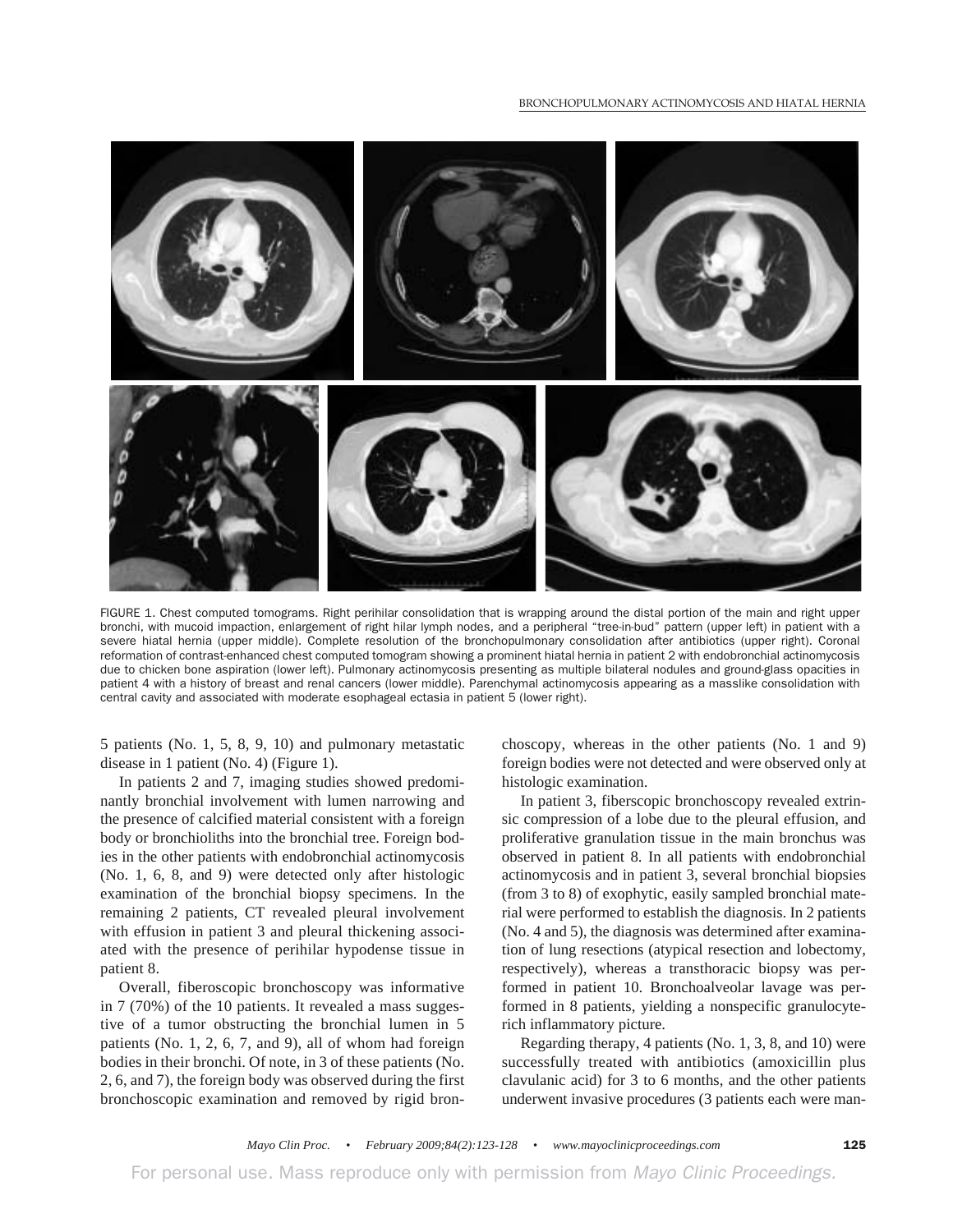FIGURE 1. Chest computed tomograms. Right perihilar consolidation that is wrapping around the distal portion of the main and right upper bronchi, with mucoid impaction, enlargement of right hilar lymph nodes, and a peripheral "tree-in-bud" pattern (upper left) in patient with a severe hiatal hernia (upper middle). Complete resolution of the bronchopulmonary consolidation after antibiotics (upper right). Coronal reformation of contrast-enhanced chest computed tomogram showing a prominent hiatal hernia in patient 2 with endobronchial actinomycosis due to chicken bone aspiration (lower left). Pulmonary actinomycosis presenting as multiple bilateral nodules and ground-glass opacities in patient 4 with a history of breast and renal cancers (lower middle). Parenchymal actinomycosis appearing as a masslike consolidation with central cavity and associated with moderate esophageal ectasia in patient 5 (lower right).

5 patients (No. 1, 5, 8, 9, 10) and pulmonary metastatic disease in 1 patient (No. 4) (Figure 1).

In patients 2 and 7, imaging studies showed predominantly bronchial involvement with lumen narrowing and the presence of calcified material consistent with a foreign body or broncholiths into the bronchial tree. Foreign bodies in the other patients with endobronchial actinomycosis (No. 1, 6, 8, and 9) were detected only after histologic examination of the bronchial biopsy specimens. In the remaining 2 patients, CT revealed pleural involvement with effusion in patient 3 and pleural thickening associated with the presence of perihilar hypodense tissue in patient 8.

Overall, fiberoscopic bronchoscopy was informative in 7 (70%) of the 10 patients. It revealed a mass suggestive of a tumor obstructing the bronchial lumen in 5 patients (No. 1, 2, 6, 7, and 9), all of whom had foreign bodies in their bronchi. Of note, in 3 of these patients (No. 2, 6, and 7), the foreign body was observed during the first bronchoscopic examination and removed by rigid bronchoscopy, whereas in the other patients (No. 1 and 9) foreign bodies were not detected and were observed only at histologic examination.

In patient 3, fiberscopic bronchoscopy revealed extrinsic compression of a lobe due to the pleural effusion, and proliferative granulation tissue in the main bronchus was observed in patient 8. In all patients with endobronchial actinomycosis and in patient 3, several bronchial biopsies (from 3 to 8) of exophytic, easily sampled bronchial material were performed to establish the diagnosis. In 2 patients (No. 4 and 5), the diagnosis was determined after examination of lung resections (atypical resection and lobectomy, respectively), whereas a transthoracic biopsy was performed in patient 10. Bronchoalveolar lavage was performed in 8 patients, yielding a nonspecific granulocyte-rich inflammatory picture.

Regarding therapy, 4 patients (No. 1, 3, 8, and 10) were successfully treated with antibiotics (amoxicillin plus clavulanic acid) for 3 to 6 months, and the other patients underwent invasive procedures (3 patients each were man-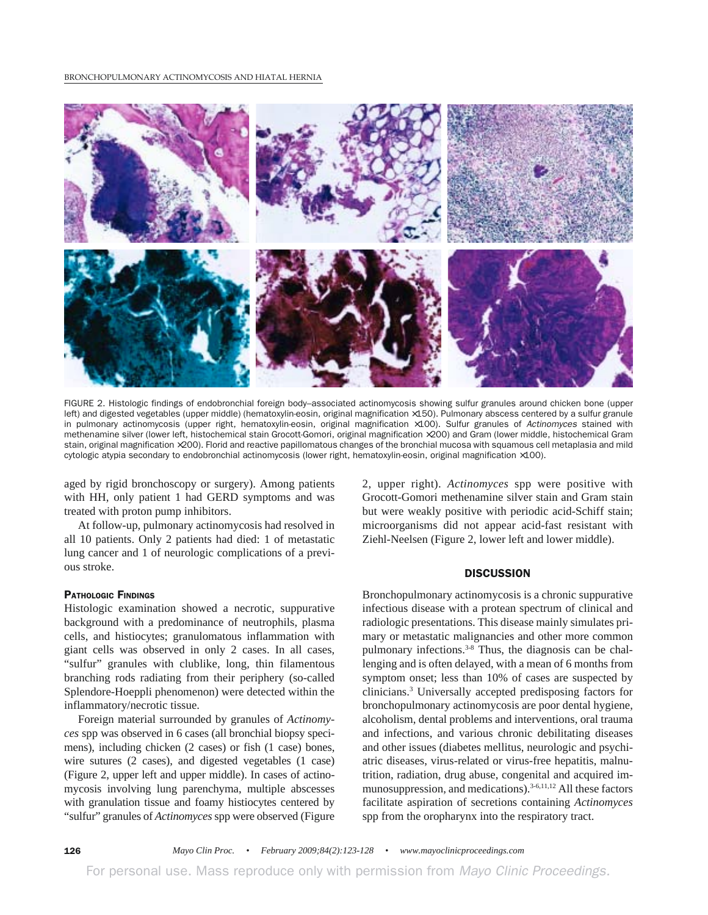FIGURE 2. Histologic findings of endobronchial foreign body–associated actinomycosis showing sulfur granules around chicken bone (upper left) and digested vegetables (upper middle) (hematoxylin-eosin, original magnification ×150). Pulmonary abscess centered by a sulfur granule in pulmonary actinomycosis (upper right, hematoxylin-eosin, original magnification ×100). Sulfur granules of *Actinomyces* stained with methenamine silver (lower left, histochemical stain Grocott-Gomori, original magnification ×200) and Gram (lower middle, histochemical Gram stain, original magnification ×200). Florid and reactive papillomatous changes of the bronchial mucosa with squamous cell metaplasia and mild cytologic atypia secondary to endobronchial actinomycosis (lower right, hematoxylin-eosin, original magnification ×100).

aged by rigid bronchoscopy or surgery). Among patients with HH, only patient 1 had GERD symptoms and was treated with proton pump inhibitors.

At follow-up, pulmonary actinomycosis had resolved in all 10 patients. Only 2 patients had died: 1 of metastatic lung cancer and 1 of neurologic complications of a previous stroke.

### Pathologic Findings

Histologic examination showed a necrotic, suppurative background with a predominance of neutrophils, plasma cells, and histiocytes; granulomatous inflammation with giant cells was observed in only 2 cases. In all cases, "sulfur" granules with clublike, long, thin filamentous branching rods radiating from their periphery (so-called Splendore-Hoeppli phenomenon) were detected within the inflammatory/necrotic tissue.

Foreign material surrounded by granules of *Actinomyces* spp was observed in 6 cases (all bronchial biopsy specimens), including chicken (2 cases) or fish (1 case) bones, wire sutures (2 cases), and digested vegetables (1 case) (Figure 2, upper left and upper middle). In cases of actinomycosis involving lung parenchyma, multiple abscesses with granulation tissue and foamy histiocytes centered by "sulfur" granules of *Actinomyces* spp were observed (Figure 2, upper right). *Actinomyces* spp were positive with Grocott-Gomori methenamine silver stain and Gram stain but were weakly positive with periodic acid-Schiff stain; microorganisms did not appear acid-fast resistant with Ziehl-Neelsen (Figure 2, lower left and lower middle).

## DISCUSSION

Bronchopulmonary actinomycosis is a chronic suppurative infectious disease with a protean spectrum of clinical and radiologic presentations. This disease mainly simulates primary or metastatic malignancies and other more common pulmonary infections.[3-8] Thus, the diagnosis can be challenging and is often delayed, with a mean of 6 months from symptom onset; less than 10% of cases are suspected by clinicians.[3] Universally accepted predisposing factors for bronchopulmonary actinomycosis are poor dental hygiene, alcoholism, dental problems and interventions, oral trauma and infections, and various chronic debilitating diseases and other issues (diabetes mellitus, neurologic and psychiatric diseases, virus-related or virus-free hepatitis, malnutrition, radiation, drug abuse, congenital and acquired immunosuppression, and medications).[3-6,11,12] All these factors facilitate aspiration of secretions containing *Actinomyces* spp from the oropharynx into the respiratory tract.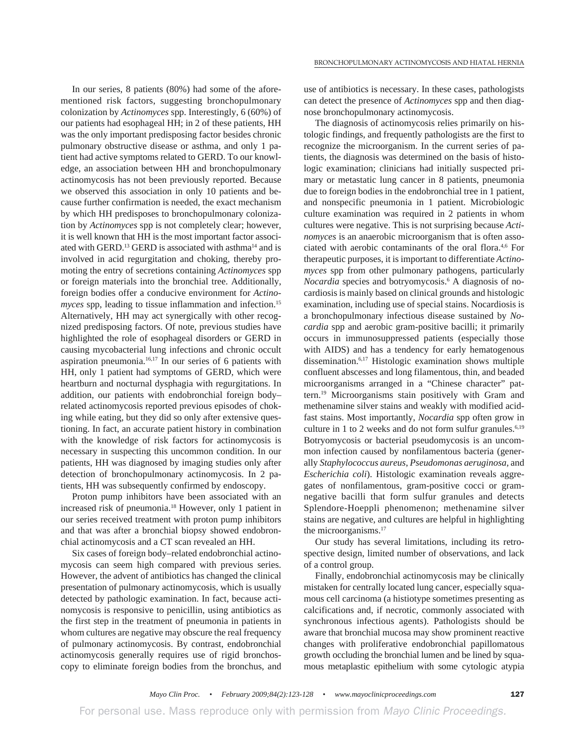In our series, 8 patients (80%) had some of the aforementioned risk factors, suggesting bronchopulmonary colonization by *Actinomyces* spp. Interestingly, 6 (60%) of our patients had esophageal HH; in 2 of these patients, HH was the only important predisposing factor besides chronic pulmonary obstructive disease or asthma, and only 1 patient had active symptoms related to GERD. To our knowledge, an association between HH and bronchopulmonary actinomycosis has not been previously reported. Because we observed this association in only 10 patients and because further confirmation is needed, the exact mechanism by which HH predisposes to bronchopulmonary colonization by *Actinomyces* spp is not completely clear; however, it is well known that HH is the most important factor associated with GERD.[13] GERD is associated with asthma[14] and is involved in acid regurgitation and choking, thereby promoting the entry of secretions containing *Actinomyces* spp or foreign materials into the bronchial tree. Additionally, foreign bodies offer a conducive environment for *Actinomyces* spp, leading to tissue inflammation and infection.[15] Alternatively, HH may act synergically with other recognized predisposing factors. Of note, previous studies have highlighted the role of esophageal disorders or GERD in causing mycobacterial lung infections and chronic occult aspiration pneumonia.[16,17] In our series of 6 patients with HH, only 1 patient had symptoms of GERD, which were heartburn and nocturnal dysphagia with regurgitations. In addition, our patients with endobronchial foreign body–related actinomycosis reported previous episodes of choking while eating, but they did so only after extensive questioning. In fact, an accurate patient history in combination with the knowledge of risk factors for actinomycosis is necessary in suspecting this uncommon condition. In our patients, HH was diagnosed by imaging studies only after detection of bronchopulmonary actinomycosis. In 2 patients, HH was subsequently confirmed by endoscopy.

Proton pump inhibitors have been associated with an increased risk of pneumonia.[18] However, only 1 patient in our series received treatment with proton pump inhibitors and that was after a bronchial biopsy showed endobronchial actinomycosis and a CT scan revealed an HH.

Six cases of foreign body–related endobronchial actinomycosis can seem high compared with previous series. However, the advent of antibiotics has changed the clinical presentation of pulmonary actinomycosis, which is usually detected by pathologic examination. In fact, because actinomycosis is responsive to penicillin, using antibiotics as the first step in the treatment of pneumonia in patients in whom cultures are negative may obscure the real frequency of pulmonary actinomycosis. By contrast, endobronchial actinomycosis generally requires use of rigid bronchoscopy to eliminate foreign bodies from the bronchus, and use of antibiotics is necessary. In these cases, pathologists can detect the presence of *Actinomyces* spp and then diagnose bronchopulmonary actinomycosis.

The diagnosis of actinomycosis relies primarily on histologic findings, and frequently pathologists are the first to recognize the microorganism. In the current series of patients, the diagnosis was determined on the basis of histologic examination; clinicians had initially suspected primary or metastatic lung cancer in 8 patients, pneumonia due to foreign bodies in the endobronchial tree in 1 patient, and nonspecific pneumonia in 1 patient. Microbiologic culture examination was required in 2 patients in whom cultures were negative. This is not surprising because *Actinomyces* is an anaerobic microorganism that is often associated with aerobic contaminants of the oral flora.[4,6] For therapeutic purposes, it is important to differentiate *Actinomyces* spp from other pulmonary pathogens, particularly *Nocardia* species and botryomycosis.[6] A diagnosis of nocardiosis is mainly based on clinical grounds and histologic examination, including use of special stains. Nocardiosis is a bronchopulmonary infectious disease sustained by *Nocardia* spp and aerobic gram-positive bacilli; it primarily occurs in immunosuppressed patients (especially those with AIDS) and has a tendency for early hematogenous dissemination.[6,17] Histologic examination shows multiple confluent abscesses and long filamentous, thin, and beaded microorganisms arranged in a "Chinese character" pattern.[19] Microorganisms stain positively with Gram and methenamine silver stains and weakly with modified acid-fast stains. Most importantly, *Nocardia* spp often grow in culture in 1 to 2 weeks and do not form sulfur granules.[6,19] Botryomycosis or bacterial pseudomycosis is an uncommon infection caused by nonfilamentous bacteria (generally *Staphylococcus aureus*, *Pseudomonas aeruginosa*, and *Escherichia coli*). Histologic examination reveals aggregates of nonfilamentous, gram-positive cocci or gram-negative bacilli that form sulfur granules and detects Splendore-Hoeppli phenomenon; methenamine silver stains are negative, and cultures are helpful in highlighting the microorganisms.[17]

Our study has several limitations, including its retrospective design, limited number of observations, and lack of a control group.

Finally, endobronchial actinomycosis may be clinically mistaken for centrally located lung cancer, especially squamous cell carcinoma (a histiotype sometimes presenting as calcifications and, if necrotic, commonly associated with synchronous infectious agents). Pathologists should be aware that bronchial mucosa may show prominent reactive changes with proliferative endobronchial papillomatous growth occluding the bronchial lumen and be lined by squamous metaplastic epithelium with some cytologic atypia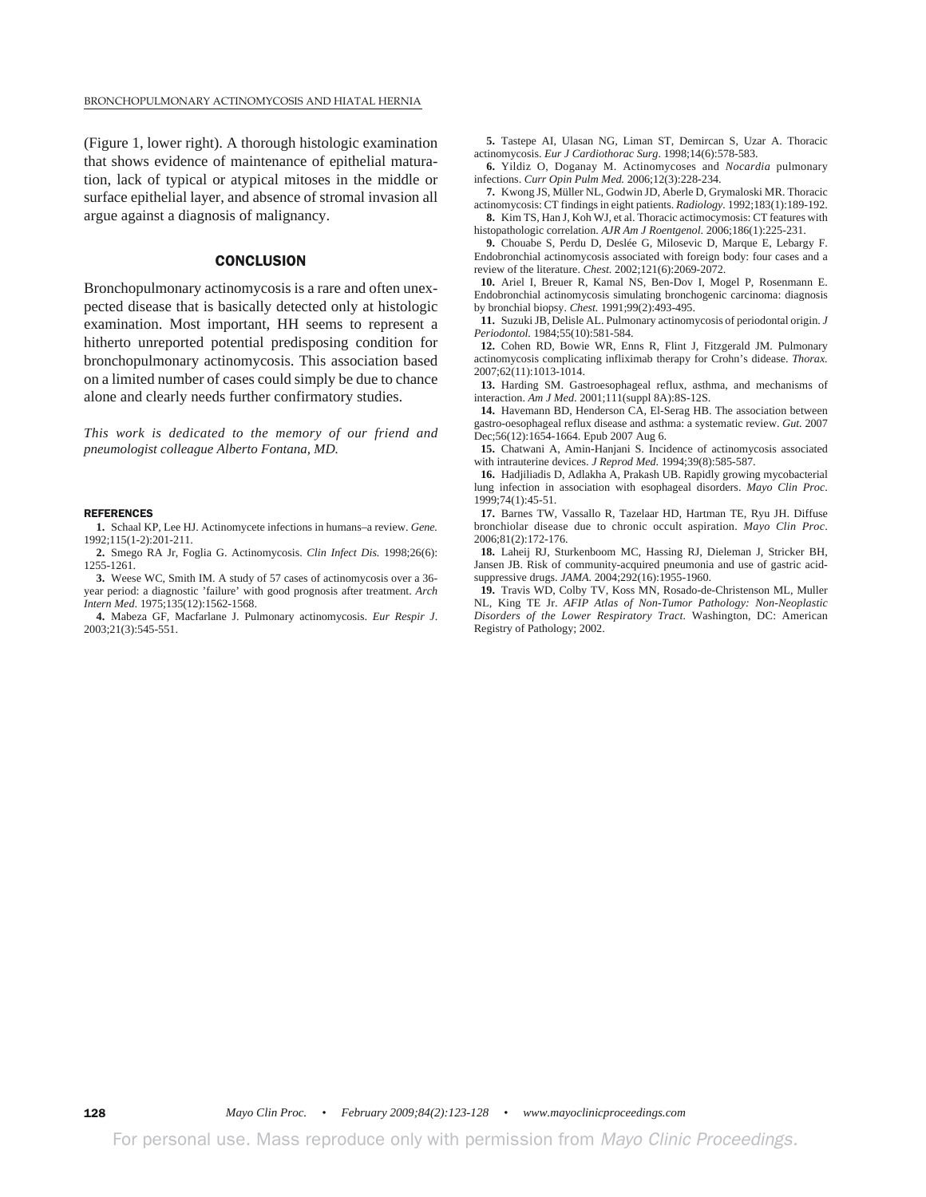(Figure 1, lower right). A thorough histologic examination that shows evidence of maintenance of epithelial maturation, lack of typical or atypical mitoses in the middle or surface epithelial layer, and absence of stromal invasion all argue against a diagnosis of malignancy.

## CONCLUSION

Bronchopulmonary actinomycosis is a rare and often unexpected disease that is basically detected only at histologic examination. Most important, HH seems to represent a hitherto unreported potential predisposing condition for bronchopulmonary actinomycosis. This association based on a limited number of cases could simply be due to chance alone and clearly needs further confirmatory studies.

*This work is dedicated to the memory of our friend and pneumologist colleague Alberto Fontana, MD.*

## REFERENCES

**1.** Schaal KP, Lee HJ. Actinomycete infections in humans–a review. *Gene.* 1992;115(1-2):201-211.

**2.** Smego RA Jr, Foglia G. Actinomycosis. *Clin Infect Dis.* 1998;26(6):1255-1261.

**3.** Weese WC, Smith IM. A study of 57 cases of actinomycosis over a 36-year period: a diagnostic 'failure' with good prognosis after treatment. *Arch Intern Med.* 1975;135(12):1562-1568.

**4.** Mabeza GF, Macfarlane J. Pulmonary actinomycosis. *Eur Respir J.* 2003;21(3):545-551.

**5.** Tastepe AI, Ulasan NG, Liman ST, Demircan S, Uzar A. Thoracic actinomycosis. *Eur J Cardiothorac Surg.* 1998;14(6):578-583.

**6.** Yildiz O, Doganay M. Actinomycoses and *Nocardia* pulmonary infections. *Curr Opin Pulm Med.* 2006;12(3):228-234.

**7.** Kwong JS, Müller NL, Godwin JD, Aberle D, Grymaloski MR. Thoracic actinomycosis: CT findings in eight patients. *Radiology.* 1992;183(1):189-192.

**8.** Kim TS, Han J, Koh WJ, et al. Thoracic actimocymosis: CT features with histopathologic correlation. *AJR Am J Roentgenol.* 2006;186(1):225-231.

**9.** Chouabe S, Perdu D, Deslée G, Milosevic D, Marque E, Lebargy F. Endobronchial actinomycosis associated with foreign body: four cases and a review of the literature. *Chest.* 2002;121(6):2069-2072.

**10.** Ariel I, Breuer R, Kamal NS, Ben-Dov I, Mogel P, Rosenmann E. Endobronchial actinomycosis simulating bronchogenic carcinoma: diagnosis by bronchial biopsy. *Chest.* 1991;99(2):493-495.

**11.** Suzuki JB, Delisle AL. Pulmonary actinomycosis of periodontal origin. *J Periodontol.* 1984;55(10):581-584.

**12.** Cohen RD, Bowie WR, Enns R, Flint J, Fitzgerald JM. Pulmonary actinomycosis complicating infliximab therapy for Crohn's didease. *Thorax.* 2007;62(11):1013-1014.

**13.** Harding SM. Gastroesophageal reflux, asthma, and mechanisms of interaction. *Am J Med.* 2001;111(suppl 8A):8S-12S.

**14.** Havemann BD, Henderson CA, El-Serag HB. The association between gastro-oesophageal reflux disease and asthma: a systematic review. *Gut.* 2007 Dec;56(12):1654-1664. Epub 2007 Aug 6.

**15.** Chatwani A, Amin-Hanjani S. Incidence of actinomycosis associated with intrauterine devices. *J Reprod Med.* 1994;39(8):585-587.

**16.** Hadjiliadis D, Adlakha A, Prakash UB. Rapidly growing mycobacterial lung infection in association with esophageal disorders. *Mayo Clin Proc.* 1999;74(1):45-51.

**17.** Barnes TW, Vassallo R, Tazelaar HD, Hartman TE, Ryu JH. Diffuse bronchiolar disease due to chronic occult aspiration. *Mayo Clin Proc.* 2006;81(2):172-176.

**18.** Laheij RJ, Sturkenboom MC, Hassing RJ, Dieleman J, Stricker BH, Jansen JB. Risk of community-acquired pneumonia and use of gastric acid-suppressive drugs. *JAMA.* 2004;292(16):1955-1960.

**19.** Travis WD, Colby TV, Koss MN, Rosado-de-Christenson ML, Muller NL, King TE Jr. *AFIP Atlas of Non-Tumor Pathology: Non-Neoplastic Disorders of the Lower Respiratory Tract.* Washington, DC: American Registry of Pathology; 2002.